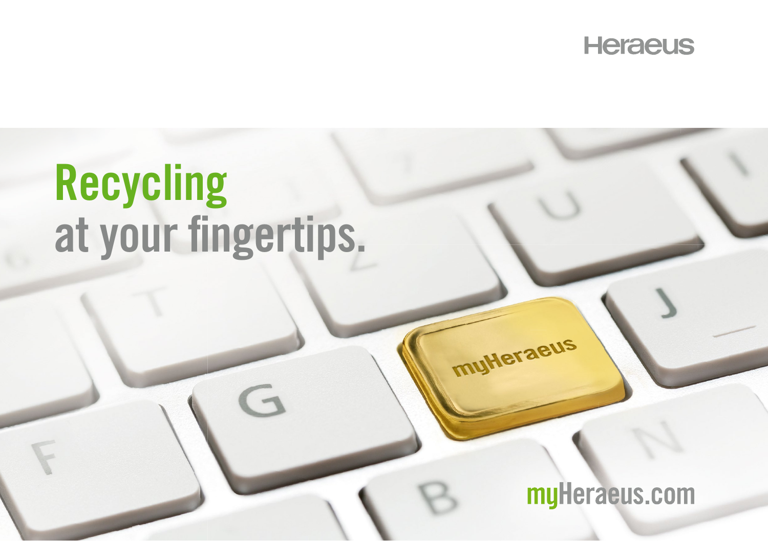Heraeus

# Recycling at your fingertips.

myHeraeus

myHeraeus.com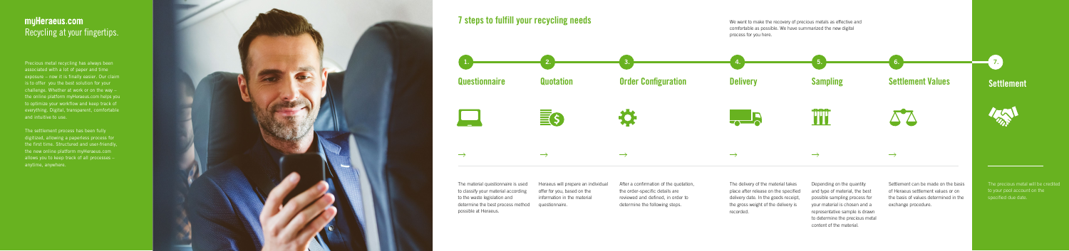## myHeraeus.com
Recycling at your fingertips.

Precious metal recycling has always been associated with a lot of paper and time exposure – now it is finally easier. Our claim is to offer you the best solution for your challenge. Whether at work or on the way – the online platform myHeraeus.com helps you to optimize your workflow and keep track of everything. Digital, transparent, comfortable and intuitive to use.

The settlement process has been fully digitized, allowing a paperless process for the first time. Structured and user-friendly, the new online platform myHeraeus.com allows you to keep track of all processes – anytime, anywhere.

## 7 steps to fulfill your recycling needs

We want to make the recovery of precious metals as effective and comfortable as possible. We have summarized the new digital process for you here.

### 1. Questionnaire

The material questionnaire is used to classify your material according to the waste legislation and determine the best process method possible at Heraeus.

### 2. Quotation

Heraeus will prepare an individual offer for you, based on the information in the material questionnaire.

### 3. Order Configuration

After a confirmation of the quotation, the order-specific details are reviewed and defined, in order to determine the following steps.

### 4. Delivery

The delivery of the material takes place after release on the specified delivery date. In the goods receipt, the gross weight of the delivery is recorded.

### 5. Sampling

Depending on the quantity and type of material, the best possible sampling process for your material is chosen and a representative sample is drawn to determine the precious metal content of the material.

### 6. Settlement Values

Settlement can be made on the basis of Heraeus settlement values or on the basis of values determined in the exchange procedure.

### 7. Settlement

The precious metal will be credited to your pool account on the specified due date.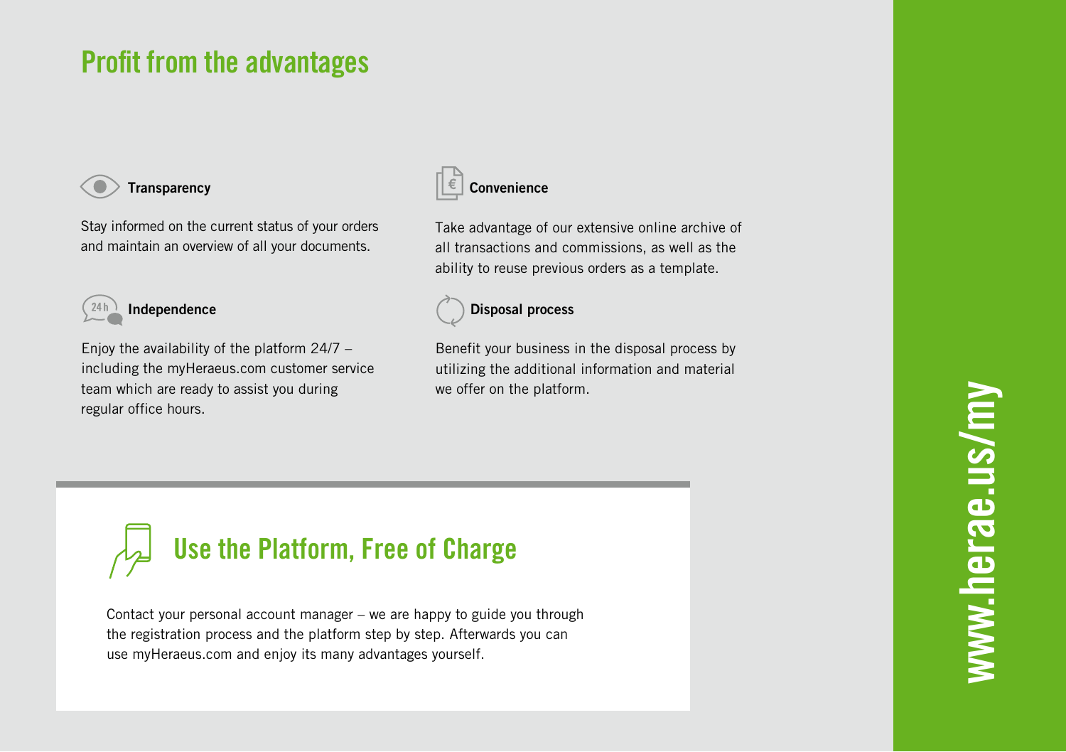# Profit from the advantages

### Transparency

Stay informed on the current status of your orders and maintain an overview of all your documents.

### Independence

Enjoy the availability of the platform 24/7 – including the myHeraeus.com customer service team which are ready to assist you during regular office hours.

### Convenience

Take advantage of our extensive online archive of all transactions and commissions, as well as the ability to reuse previous orders as a template.

### Disposal process

Benefit your business in the disposal process by utilizing the additional information and material we offer on the platform.

## Use the Platform, Free of Charge

Contact your personal account manager – we are happy to guide you through the registration process and the platform step by step. Afterwards you can use myHeraeus.com and enjoy its many advantages yourself.

www.herae.us/my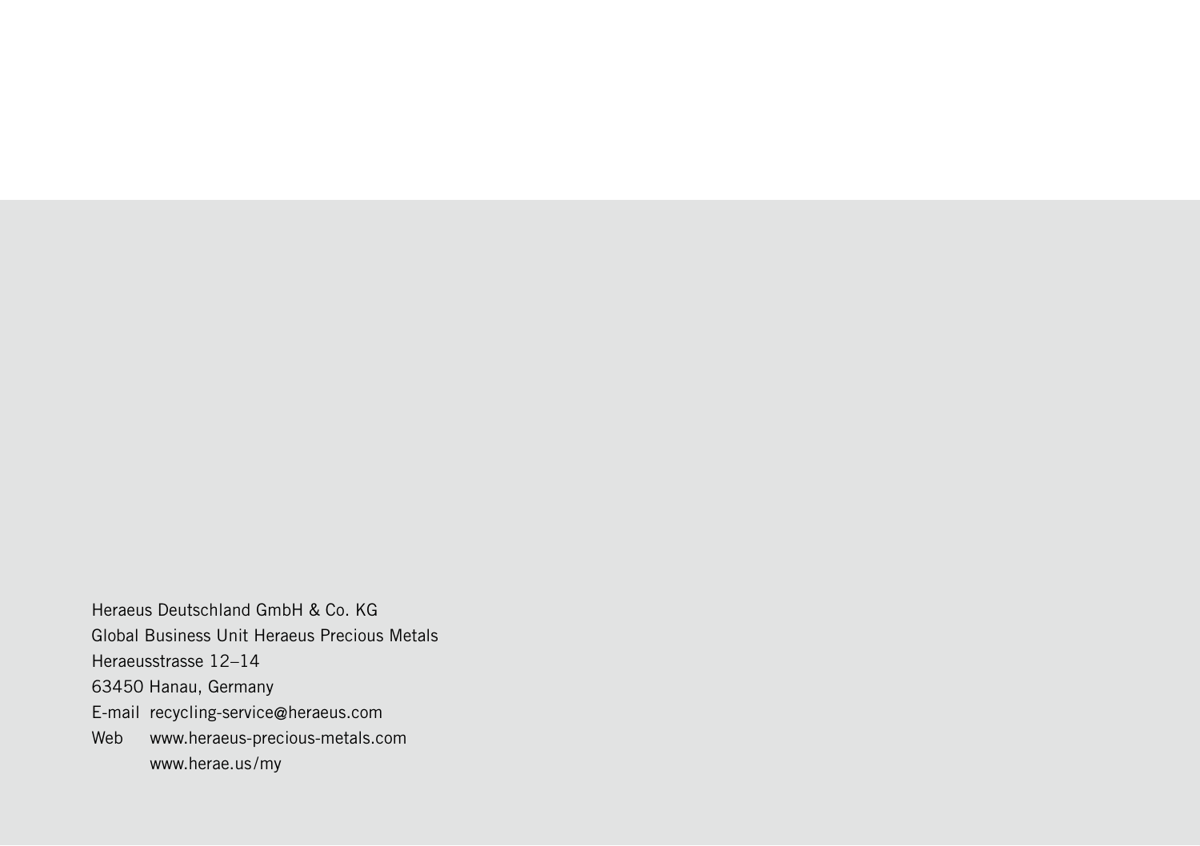Heraeus Deutschland GmbH & Co. KG
Global Business Unit Heraeus Precious Metals
Heraeusstrasse 12–14
63450 Hanau, Germany
E-mail recycling-service@heraeus.com
Web www.heraeus-precious-metals.com
www.herae.us/my